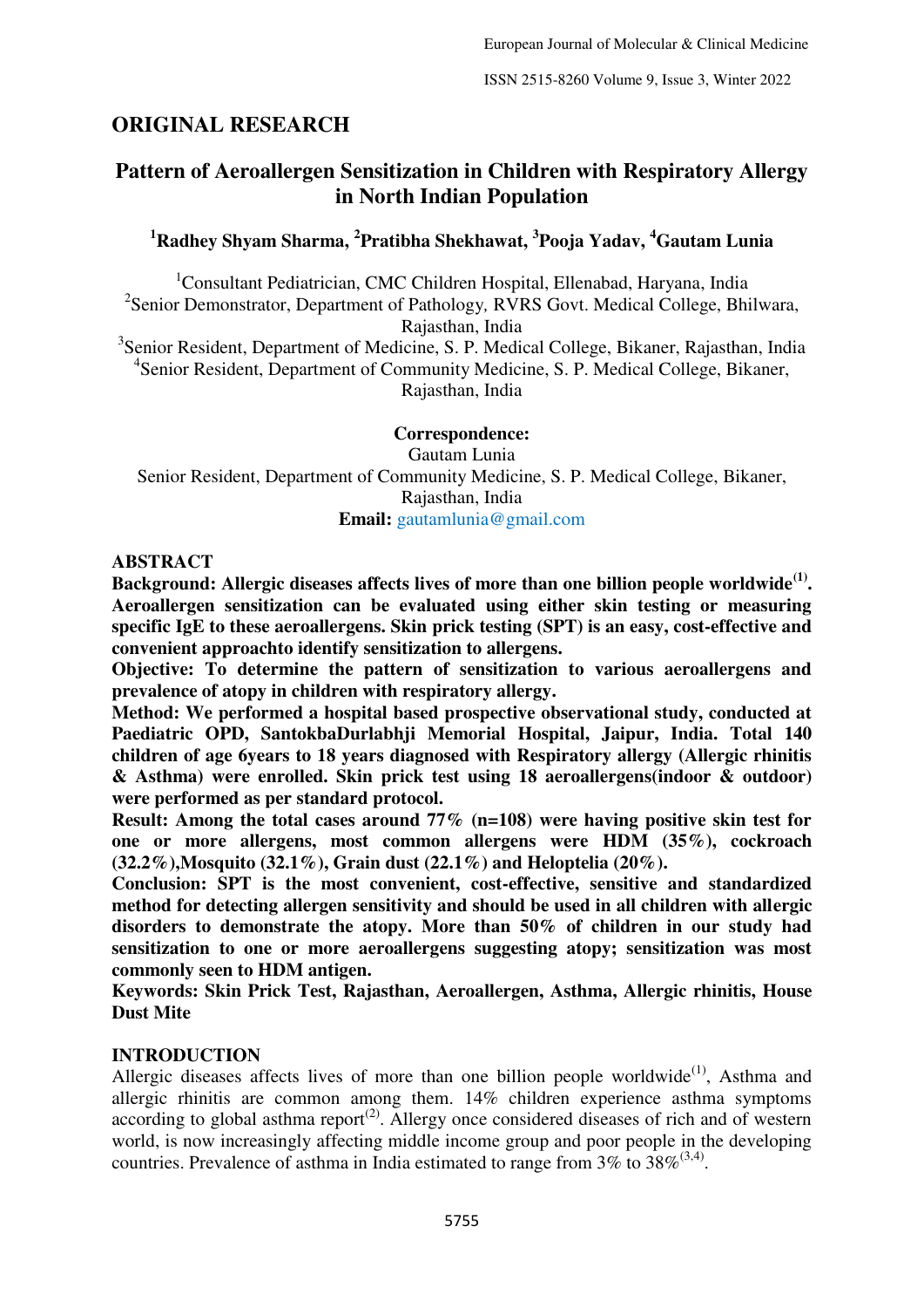## ORIGINAL RESEARCH

# Pattern of Aeroallergen Sensitization in Children with Respiratory Allergy in North Indian Population

**[1]Radhey Shyam Sharma, [2]Pratibha Shekhawat, [3]Pooja Yadav, [4]Gautam Lunia**

[1]Consultant Pediatrician, CMC Children Hospital, Ellenabad, Haryana, India
[2]Senior Demonstrator, Department of Pathology, RVRS Govt. Medical College, Bhilwara, Rajasthan, India
[3]Senior Resident, Department of Medicine, S. P. Medical College, Bikaner, Rajasthan, India
[4]Senior Resident, Department of Community Medicine, S. P. Medical College, Bikaner, Rajasthan, India

**Correspondence:**
Gautam Lunia
Senior Resident, Department of Community Medicine, S. P. Medical College, Bikaner, Rajasthan, India
**Email:** gautamlunia@gmail.com

## ABSTRACT

**Background: Allergic diseases affects lives of more than one billion people worldwide[1]. Aeroallergen sensitization can be evaluated using either skin testing or measuring specific IgE to these aeroallergens. Skin prick testing (SPT) is an easy, cost-effective and convenient approachto identify sensitization to allergens.**

**Objective: To determine the pattern of sensitization to various aeroallergens and prevalence of atopy in children with respiratory allergy.**

**Method: We performed a hospital based prospective observational study, conducted at Paediatric OPD, SantokbaDurlabhji Memorial Hospital, Jaipur, India. Total 140 children of age 6years to 18 years diagnosed with Respiratory allergy (Allergic rhinitis & Asthma) were enrolled. Skin prick test using 18 aeroallergens(indoor & outdoor) were performed as per standard protocol.**

**Result: Among the total cases around 77% (n=108) were having positive skin test for one or more allergens, most common allergens were HDM (35%), cockroach (32.2%),Mosquito (32.1%), Grain dust (22.1%) and Heloptelia (20%).**

**Conclusion: SPT is the most convenient, cost-effective, sensitive and standardized method for detecting allergen sensitivity and should be used in all children with allergic disorders to demonstrate the atopy. More than 50% of children in our study had sensitization to one or more aeroallergens suggesting atopy; sensitization was most commonly seen to HDM antigen.**

**Keywords: Skin Prick Test, Rajasthan, Aeroallergen, Asthma, Allergic rhinitis, House Dust Mite**

## INTRODUCTION

Allergic diseases affects lives of more than one billion people worldwide[1], Asthma and allergic rhinitis are common among them. 14% children experience asthma symptoms according to global asthma report[2]. Allergy once considered diseases of rich and of western world, is now increasingly affecting middle income group and poor people in the developing countries. Prevalence of asthma in India estimated to range from 3% to 38%[3,4].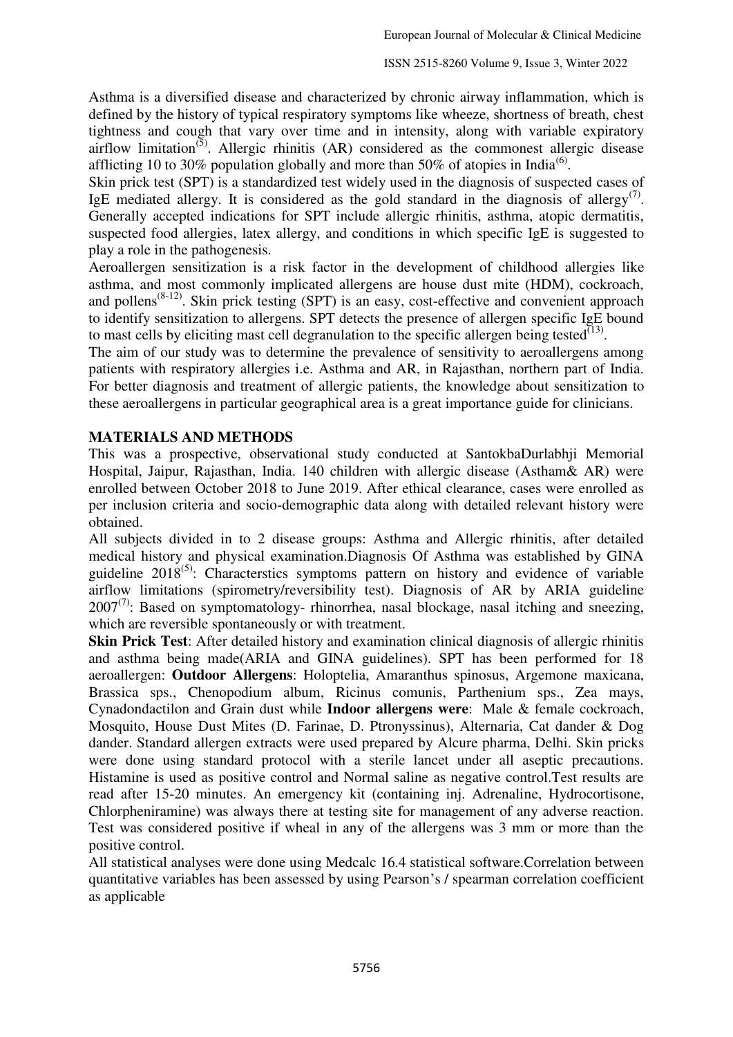Asthma is a diversified disease and characterized by chronic airway inflammation, which is defined by the history of typical respiratory symptoms like wheeze, shortness of breath, chest tightness and cough that vary over time and in intensity, along with variable expiratory airflow limitation[5]. Allergic rhinitis (AR) considered as the commonest allergic disease afflicting 10 to 30% population globally and more than 50% of atopies in India[6].

Skin prick test (SPT) is a standardized test widely used in the diagnosis of suspected cases of IgE mediated allergy. It is considered as the gold standard in the diagnosis of allergy[7]. Generally accepted indications for SPT include allergic rhinitis, asthma, atopic dermatitis, suspected food allergies, latex allergy, and conditions in which specific IgE is suggested to play a role in the pathogenesis.

Aeroallergen sensitization is a risk factor in the development of childhood allergies like asthma, and most commonly implicated allergens are house dust mite (HDM), cockroach, and pollens[8-12]. Skin prick testing (SPT) is an easy, cost-effective and convenient approach to identify sensitization to allergens. SPT detects the presence of allergen specific IgE bound to mast cells by eliciting mast cell degranulation to the specific allergen being tested[13].

The aim of our study was to determine the prevalence of sensitivity to aeroallergens among patients with respiratory allergies i.e. Asthma and AR, in Rajasthan, northern part of India. For better diagnosis and treatment of allergic patients, the knowledge about sensitization to these aeroallergens in particular geographical area is a great importance guide for clinicians.

## MATERIALS AND METHODS

This was a prospective, observational study conducted at SantokbaDurlabhji Memorial Hospital, Jaipur, Rajasthan, India. 140 children with allergic disease (Astham& AR) were enrolled between October 2018 to June 2019. After ethical clearance, cases were enrolled as per inclusion criteria and socio-demographic data along with detailed relevant history were obtained.

All subjects divided in to 2 disease groups: Asthma and Allergic rhinitis, after detailed medical history and physical examination.Diagnosis Of Asthma was established by GINA guideline 2018[5]: Characterstics symptoms pattern on history and evidence of variable airflow limitations (spirometry/reversibility test). Diagnosis of AR by ARIA guideline 2007[7]: Based on symptomatology- rhinorrhea, nasal blockage, nasal itching and sneezing, which are reversible spontaneously or with treatment.

**Skin Prick Test**: After detailed history and examination clinical diagnosis of allergic rhinitis and asthma being made(ARIA and GINA guidelines). SPT has been performed for 18 aeroallergen: **Outdoor Allergens**: Holoptelia, Amaranthus spinosus, Argemone maxicana, Brassica sps., Chenopodium album, Ricinus comunis, Parthenium sps., Zea mays, Cynadondactilon and Grain dust while **Indoor allergens were**: Male & female cockroach, Mosquito, House Dust Mites (D. Farinae, D. Ptronyssinus), Alternaria, Cat dander & Dog dander. Standard allergen extracts were used prepared by Alcure pharma, Delhi. Skin pricks were done using standard protocol with a sterile lancet under all aseptic precautions. Histamine is used as positive control and Normal saline as negative control.Test results are read after 15-20 minutes. An emergency kit (containing inj. Adrenaline, Hydrocortisone, Chlorpheniramine) was always there at testing site for management of any adverse reaction. Test was considered positive if wheal in any of the allergens was 3 mm or more than the positive control.

All statistical analyses were done using Medcalc 16.4 statistical software.Correlation between quantitative variables has been assessed by using Pearson's / spearman correlation coefficient as applicable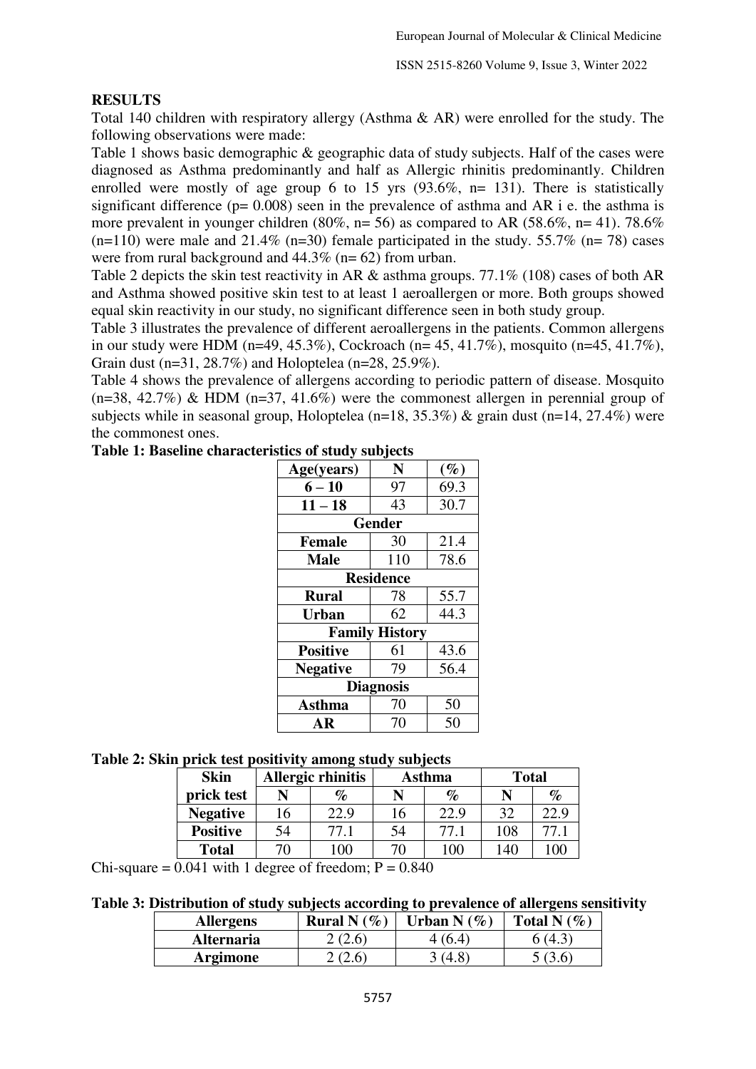**RESULTS**

Total 140 children with respiratory allergy (Asthma & AR) were enrolled for the study. The following observations were made:

Table 1 shows basic demographic & geographic data of study subjects. Half of the cases were diagnosed as Asthma predominantly and half as Allergic rhinitis predominantly. Children enrolled were mostly of age group 6 to 15 yrs (93.6%, n= 131). There is statistically significant difference (p= 0.008) seen in the prevalence of asthma and AR i e. the asthma is more prevalent in younger children (80%, n= 56) as compared to AR (58.6%, n= 41). 78.6% (n=110) were male and 21.4% (n=30) female participated in the study. 55.7% (n= 78) cases were from rural background and 44.3% (n= 62) from urban.

Table 2 depicts the skin test reactivity in AR & asthma groups. 77.1% (108) cases of both AR and Asthma showed positive skin test to at least 1 aeroallergen or more. Both groups showed equal skin reactivity in our study, no significant difference seen in both study group.

Table 3 illustrates the prevalence of different aeroallergens in the patients. Common allergens in our study were HDM (n=49, 45.3%), Cockroach (n= 45, 41.7%), mosquito (n=45, 41.7%), Grain dust (n=31, 28.7%) and Holoptelea (n=28, 25.9%).

Table 4 shows the prevalence of allergens according to periodic pattern of disease. Mosquito (n=38, 42.7%) & HDM (n=37, 41.6%) were the commonest allergen in perennial group of subjects while in seasonal group, Holoptelea (n=18, 35.3%) & grain dust (n=14, 27.4%) were the commonest ones.

**Table 1: Baseline characteristics of study subjects**

| Age(years) | N | (%) |
|---|---|---|
| **6 – 10** | 97 | 69.3 |
| **11 – 18** | 43 | 30.7 |
| **Gender** | | |
| **Female** | 30 | 21.4 |
| **Male** | 110 | 78.6 |
| **Residence** | | |
| **Rural** | 78 | 55.7 |
| **Urban** | 62 | 44.3 |
| **Family History** | | |
| **Positive** | 61 | 43.6 |
| **Negative** | 79 | 56.4 |
| **Diagnosis** | | |
| **Asthma** | 70 | 50 |
| **AR** | 70 | 50 |

**Table 2: Skin prick test positivity among study subjects**

| Skin prick test | Allergic rhinitis | | Asthma | | Total | |
|---|---|---|---|---|---|---|
| | N | % | N | % | N | % |
| **Negative** | 16 | 22.9 | 16 | 22.9 | 32 | 22.9 |
| **Positive** | 54 | 77.1 | 54 | 77.1 | 108 | 77.1 |
| **Total** | 70 | 100 | 70 | 100 | 140 | 100 |

Chi-square = 0.041 with 1 degree of freedom; P = 0.840

**Table 3: Distribution of study subjects according to prevalence of allergens sensitivity**

| Allergens | Rural N (%) | Urban N (%) | Total N (%) |
|---|---|---|---|
| **Alternaria** | 2 (2.6) | 4 (6.4) | 6 (4.3) |
| **Argimone** | 2 (2.6) | 3 (4.8) | 5 (3.6) |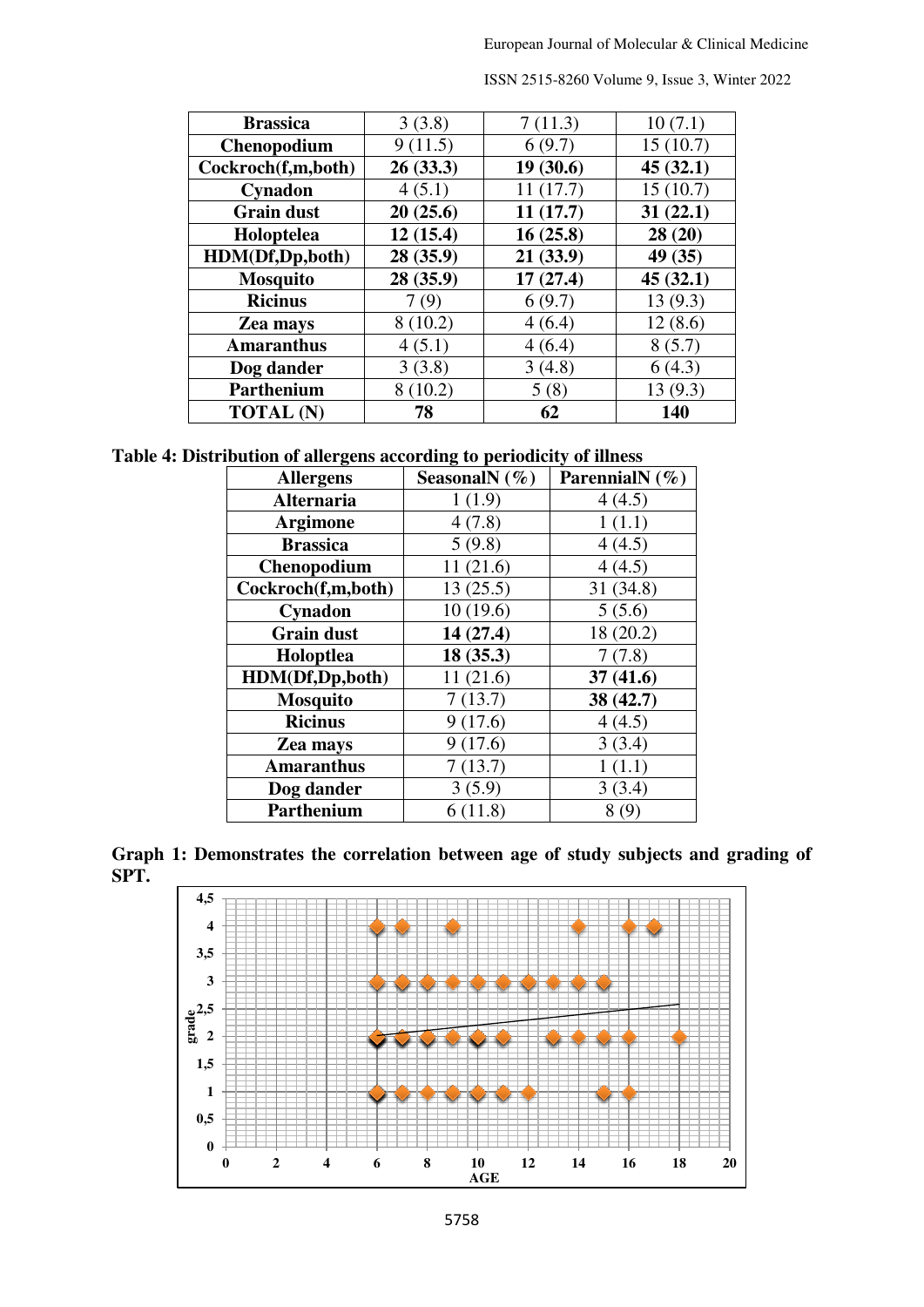| Brassica | 3 (3.8) | 7 (11.3) | 10 (7.1) |
|---|---|---|---|
| **Chenopodium** | 9 (11.5) | 6 (9.7) | 15 (10.7) |
| **Cockroch(f,m,both)** | **26 (33.3)** | **19 (30.6)** | **45 (32.1)** |
| **Cynadon** | 4 (5.1) | 11 (17.7) | 15 (10.7) |
| **Grain dust** | **20 (25.6)** | **11 (17.7)** | **31 (22.1)** |
| **Holoptelea** | **12 (15.4)** | **16 (25.8)** | **28 (20)** |
| **HDM(Df,Dp,both)** | **28 (35.9)** | **21 (33.9)** | **49 (35)** |
| **Mosquito** | **28 (35.9)** | **17 (27.4)** | **45 (32.1)** |
| **Ricinus** | 7 (9) | 6 (9.7) | 13 (9.3) |
| **Zea mays** | 8 (10.2) | 4 (6.4) | 12 (8.6) |
| **Amaranthus** | 4 (5.1) | 4 (6.4) | 8 (5.7) |
| **Dog dander** | 3 (3.8) | 3 (4.8) | 6 (4.3) |
| **Parthenium** | 8 (10.2) | 5 (8) | 13 (9.3) |
| **TOTAL (N)** | **78** | **62** | **140** |

**Table 4: Distribution of allergens according to periodicity of illness**

| Allergens | SeasonalN (%) | ParennialN (%) |
|---|---|---|
| **Alternaria** | 1 (1.9) | 4 (4.5) |
| **Argimone** | 4 (7.8) | 1 (1.1) |
| **Brassica** | 5 (9.8) | 4 (4.5) |
| **Chenopodium** | 11 (21.6) | 4 (4.5) |
| **Cockroch(f,m,both)** | 13 (25.5) | 31 (34.8) |
| **Cynadon** | 10 (19.6) | 5 (5.6) |
| **Grain dust** | **14 (27.4)** | 18 (20.2) |
| **Holoptlea** | **18 (35.3)** | 7 (7.8) |
| **HDM(Df,Dp,both)** | 11 (21.6) | **37 (41.6)** |
| **Mosquito** | 7 (13.7) | **38 (42.7)** |
| **Ricinus** | 9 (17.6) | 4 (4.5) |
| **Zea mays** | 9 (17.6) | 3 (3.4) |
| **Amaranthus** | 7 (13.7) | 1 (1.1) |
| **Dog dander** | 3 (5.9) | 3 (3.4) |
| **Parthenium** | 6 (11.8) | 8 (9) |

**Graph 1: Demonstrates the correlation between age of study subjects and grading of SPT.**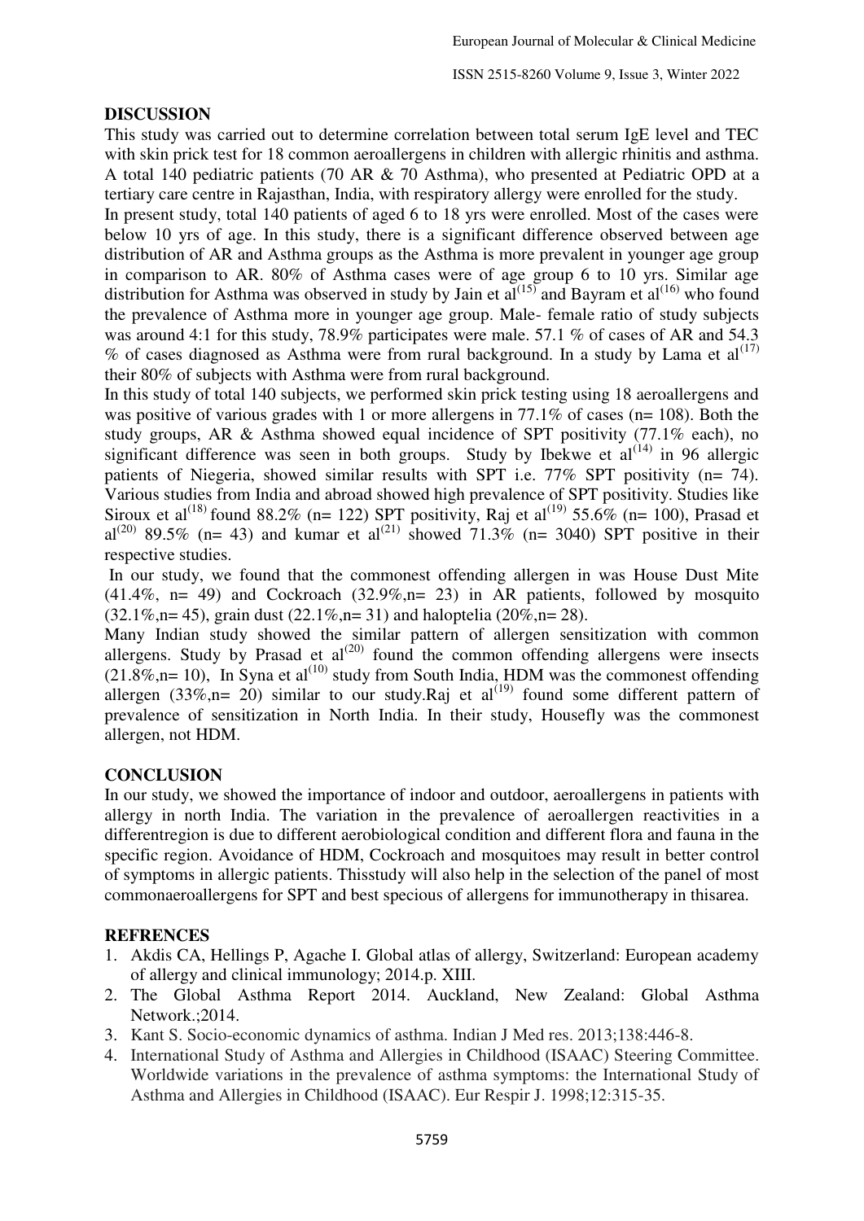## DISCUSSION

This study was carried out to determine correlation between total serum IgE level and TEC with skin prick test for 18 common aeroallergens in children with allergic rhinitis and asthma. A total 140 pediatric patients (70 AR & 70 Asthma), who presented at Pediatric OPD at a tertiary care centre in Rajasthan, India, with respiratory allergy were enrolled for the study.

In present study, total 140 patients of aged 6 to 18 yrs were enrolled. Most of the cases were below 10 yrs of age. In this study, there is a significant difference observed between age distribution of AR and Asthma groups as the Asthma is more prevalent in younger age group in comparison to AR. 80% of Asthma cases were of age group 6 to 10 yrs. Similar age distribution for Asthma was observed in study by Jain et al[15] and Bayram et al[16] who found the prevalence of Asthma more in younger age group. Male- female ratio of study subjects was around 4:1 for this study, 78.9% participates were male. 57.1 % of cases of AR and 54.3 % of cases diagnosed as Asthma were from rural background. In a study by Lama et al[17] their 80% of subjects with Asthma were from rural background.

In this study of total 140 subjects, we performed skin prick testing using 18 aeroallergens and was positive of various grades with 1 or more allergens in 77.1% of cases (n= 108). Both the study groups, AR & Asthma showed equal incidence of SPT positivity (77.1% each), no significant difference was seen in both groups. Study by Ibekwe et al[14] in 96 allergic patients of Niegeria, showed similar results with SPT i.e. 77% SPT positivity (n= 74). Various studies from India and abroad showed high prevalence of SPT positivity. Studies like Siroux et al[18] found 88.2% (n= 122) SPT positivity, Raj et al[19] 55.6% (n= 100), Prasad et al[20] 89.5% (n= 43) and kumar et al[21] showed 71.3% (n= 3040) SPT positive in their respective studies.

In our study, we found that the commonest offending allergen in was House Dust Mite (41.4%, n= 49) and Cockroach (32.9%,n= 23) in AR patients, followed by mosquito (32.1%,n= 45), grain dust (22.1%,n= 31) and haloptelia (20%,n= 28).

Many Indian study showed the similar pattern of allergen sensitization with common allergens. Study by Prasad et al[20] found the common offending allergens were insects (21.8%,n= 10), In Syna et al[10] study from South India, HDM was the commonest offending allergen (33%,n= 20) similar to our study.Raj et al[19] found some different pattern of prevalence of sensitization in North India. In their study, Housefly was the commonest allergen, not HDM.

## CONCLUSION

In our study, we showed the importance of indoor and outdoor, aeroallergens in patients with allergy in north India. The variation in the prevalence of aeroallergen reactivities in a differentregion is due to different aerobiological condition and different flora and fauna in the specific region. Avoidance of HDM, Cockroach and mosquitoes may result in better control of symptoms in allergic patients. Thisstudy will also help in the selection of the panel of most commonaeroallergens for SPT and best specious of allergens for immunotherapy in thisarea.

## REFRENCES

1. Akdis CA, Hellings P, Agache I. Global atlas of allergy, Switzerland: European academy of allergy and clinical immunology; 2014.p. XIII.
2. The Global Asthma Report 2014. Auckland, New Zealand: Global Asthma Network.;2014.
3. Kant S. Socio-economic dynamics of asthma. Indian J Med res. 2013;138:446-8.
4. International Study of Asthma and Allergies in Childhood (ISAAC) Steering Committee. Worldwide variations in the prevalence of asthma symptoms: the International Study of Asthma and Allergies in Childhood (ISAAC). Eur Respir J. 1998;12:315-35.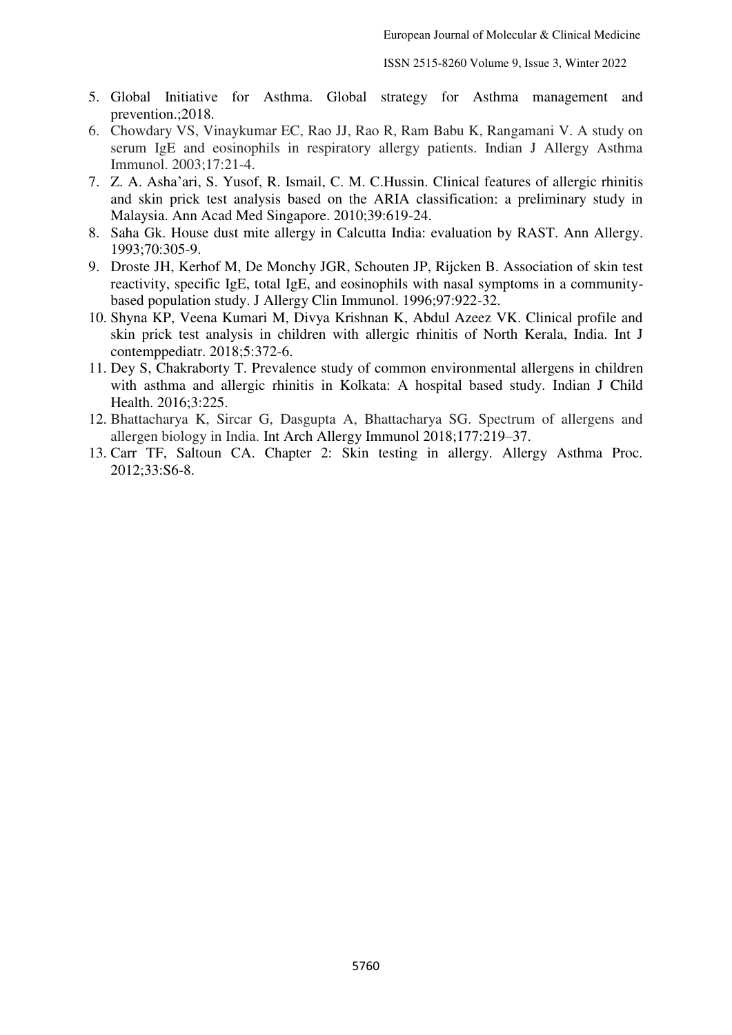5. Global Initiative for Asthma. Global strategy for Asthma management and prevention.;2018.
6. Chowdary VS, Vinaykumar EC, Rao JJ, Rao R, Ram Babu K, Rangamani V. A study on serum IgE and eosinophils in respiratory allergy patients. Indian J Allergy Asthma Immunol. 2003;17:21-4.
7. Z. A. Asha'ari, S. Yusof, R. Ismail, C. M. C.Hussin. Clinical features of allergic rhinitis and skin prick test analysis based on the ARIA classification: a preliminary study in Malaysia. Ann Acad Med Singapore. 2010;39:619-24.
8. Saha Gk. House dust mite allergy in Calcutta India: evaluation by RAST. Ann Allergy. 1993;70:305-9.
9. Droste JH, Kerhof M, De Monchy JGR, Schouten JP, Rijcken B. Association of skin test reactivity, specific IgE, total IgE, and eosinophils with nasal symptoms in a community-based population study. J Allergy Clin Immunol. 1996;97:922-32.
10. Shyna KP, Veena Kumari M, Divya Krishnan K, Abdul Azeez VK. Clinical profile and skin prick test analysis in children with allergic rhinitis of North Kerala, India. Int J contemppediatr. 2018;5:372-6.
11. Dey S, Chakraborty T. Prevalence study of common environmental allergens in children with asthma and allergic rhinitis in Kolkata: A hospital based study. Indian J Child Health. 2016;3:225.
12. Bhattacharya K, Sircar G, Dasgupta A, Bhattacharya SG. Spectrum of allergens and allergen biology in India. Int Arch Allergy Immunol 2018;177:219–37.
13. Carr TF, Saltoun CA. Chapter 2: Skin testing in allergy. Allergy Asthma Proc. 2012;33:S6-8.